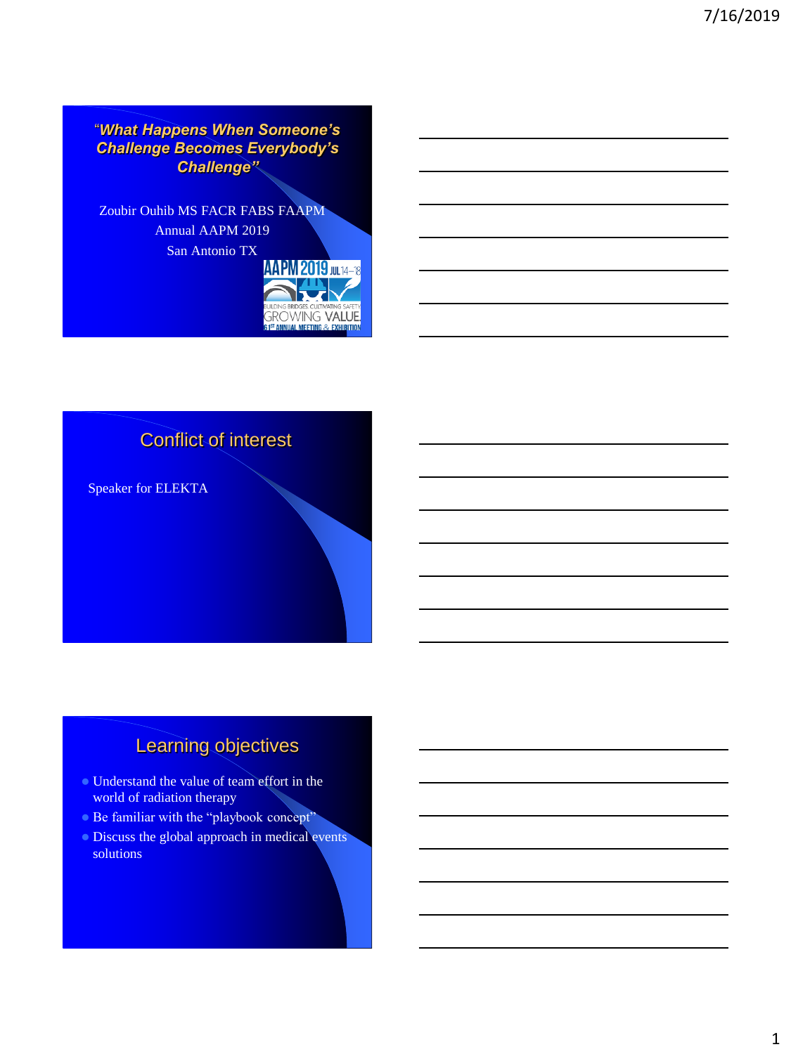## "What Happens When Someone's Challenge Becomes Everybody's Challenge"

Zoubir Ouhib MS FACR FABS FAAPM
Annual AAPM 2019
San Antonio TX

AAPM 2019 JUL 14–18
BUILDING BRIDGES CULTIVATING SAFETY
GROWING VALUE
61ST ANNUAL MEETING & EXHIBITION

## Conflict of interest

Speaker for ELEKTA

## Learning objectives

- Understand the value of team effort in the world of radiation therapy
- Be familiar with the "playbook concept"
- Discuss the global approach in medical events solutions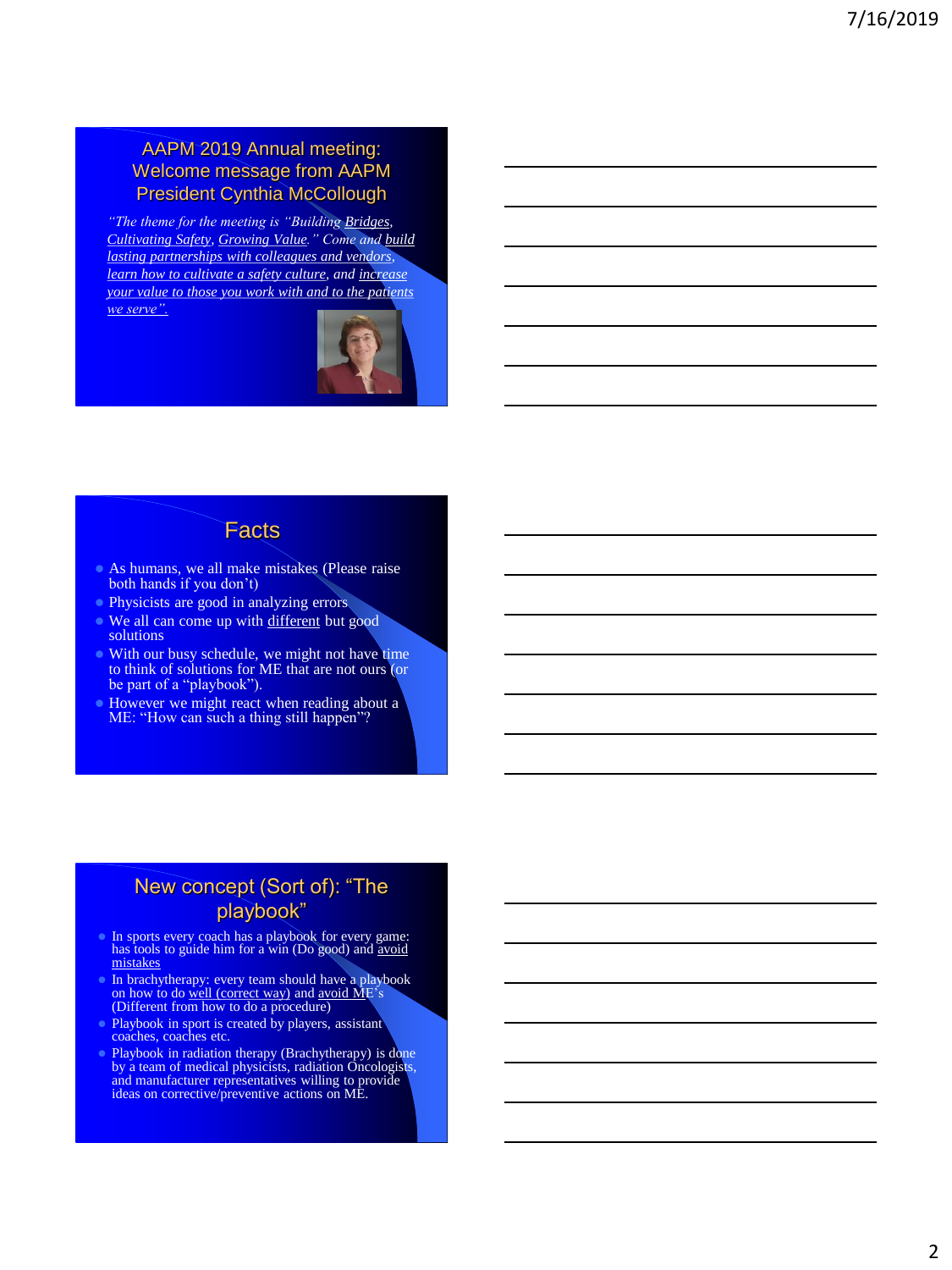## AAPM 2019 Annual meeting: Welcome message from AAPM President Cynthia McCollough

*"The theme for the meeting is "Building Bridges, Cultivating Safety, Growing Value." Come and build lasting partnerships with colleagues and vendors, learn how to cultivate a safety culture, and increase your value to those you work with and to the patients we serve".*

## Facts

- As humans, we all make mistakes (Please raise both hands if you don't)
- Physicists are good in analyzing errors
- We all can come up with different but good solutions
- With our busy schedule, we might not have time to think of solutions for ME that are not ours (or be part of a "playbook").
- However we might react when reading about a ME: "How can such a thing still happen"?

## New concept (Sort of): "The playbook"

- In sports every coach has a playbook for every game: has tools to guide him for a win (Do good) and avoid mistakes
- In brachytherapy: every team should have a playbook on how to do well (correct way) and avoid ME's (Different from how to do a procedure)
- Playbook in sport is created by players, assistant coaches, coaches etc.
- Playbook in radiation therapy (Brachytherapy) is done by a team of medical physicists, radiation Oncologists, and manufacturer representatives willing to provide ideas on corrective/preventive actions on ME.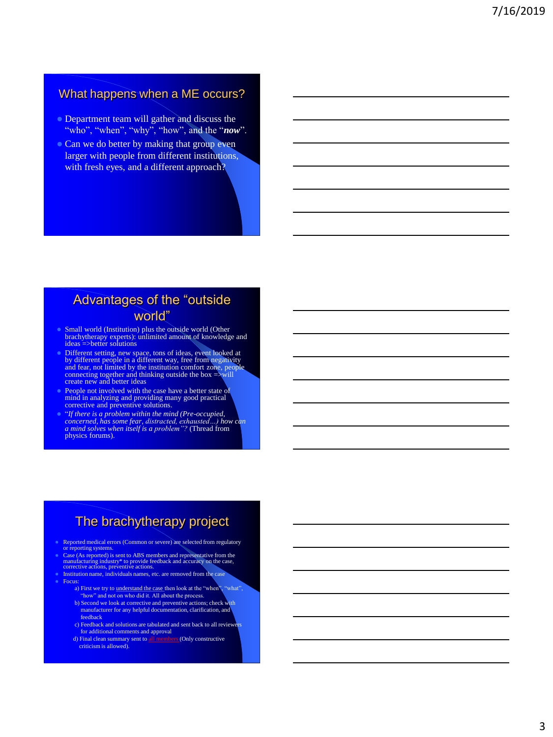## What happens when a ME occurs?

- Department team will gather and discuss the "who", "when", "why", "how", and the "***now***".
- Can we do better by making that group even larger with people from different institutions, with fresh eyes, and a different approach?

## Advantages of the "outside world"

- Small world (Institution) plus the outside world (Other brachytherapy experts): unlimited amount of knowledge and ideas =>better solutions
- Different setting, new space, tons of ideas, event looked at by different people in a different way, free from negativity and fear, not limited by the institution comfort zone, people connecting together and thinking outside the box =>will create new and better ideas
- People not involved with the case have a better state of mind in analyzing and providing many good practical corrective and preventive solutions.
- "*If there is a problem within the mind (Pre-occupied, concerned, has some fear, distracted, exhausted…) how can a mind solves when itself is a problem"?* (Thread from physics forums).

## The brachytherapy project

- Reported medical errors (Common or severe) are selected from regulatory or reporting systems.
- Case (As reported) is sent to ABS members and representative from the manufacturing industry* to provide feedback and accuracy on the case, corrective actions, preventive actions.
- Institution name, individuals names, etc. are removed from the case
- Focus:
  - a) First we try to understand the case then look at the "when", "what", "how" and not on who did it. All about the process.
  - b) Second we look at corrective and preventive actions; check with manufacturer for any helpful documentation, clarification, and feedback
  - c) Feedback and solutions are tabulated and sent back to all reviewers for additional comments and approval
  - d) Final clean summary sent to all members (Only constructive criticism is allowed).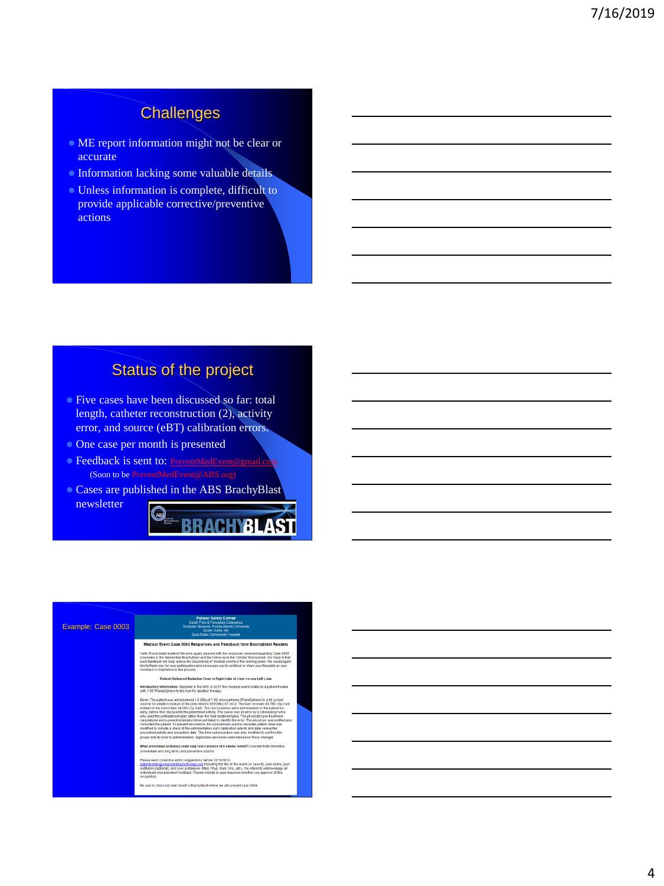## Challenges

- ME report information might not be clear or accurate
- Information lacking some valuable details
- Unless information is complete, difficult to provide applicable corrective/preventive actions

## Status of the project

- Five cases have been discussed so far: total length, catheter reconstruction (2), activity error, and source (eBT) calibration errors.
- One case per month is presented
- Feedback is sent to: PreventMedEvent@gmail.com
  (Soon to be PreventMedEvent@ABS.org)
- Cases are published in the ABS BrachyBlast newsletter

BRACHYBLAST

## Example: Case 0003

**Patient Safety Corner**

Sarah Price & Panagiota Galanakou
Graduate Students, Florida Atlantic University
Zoubir Ouhib, MS
Boca Raton Community Hospital

**Medical Event Case 0003 Responses and Feedback from Brachyblast Readers**

Hello Brachyblast readers! We were again pleased with the responses received regarding Case 0002 presented in the September Brachyblast and the follow up in the October Brachyblast. Our hope is that such feedback will help reduce the occurrence of medical events in the coming years. We would again like to thank you for your participation and encourage you to continue to share your thoughts as your feedback is imperative to this process.

**Patient Delivered Radiation Dose to Right Lobe of Liver versus Left Lobe**

Introductory information: Reported to the NRC in 2017 this medical event relates to a patient treated with Y-90 TheraSphere to the liver for ablation therapy.

Error: The patient was administered 1.5 GBq of Y-90 microspheres (TheraSphere) to a 90 cc liver volume for ablation instead of the prescribed 0.929 GBq (17 mCi). The liver received 80,780 cGy instead of the prescribed 34,000 cGy. The microspheres were administered to the patient too early, before they decayed to the prescribed activity. The cause was an error by a scheduling nurse who used the pretreatment plan rather than the final treatment plan. The physicist's pre-treatment calculations and a preadministration time-out failed to identify the error. The physician was notified and contacted the patient. To prevent recurrence, the spreadsheet used to calculate patient dose was modified to include a check of the administration vial's calibration activity and date versus the prescribed activity and procedure date. The time-out procedure was also modified to confirm the proper activity prior to administration. Applicable personnel were trained on these changes.

What preventive action(s) could stop reoccurrence of a similar event? Consider both corrective (immediate and long term) and preventive actions.

Please send corrective action suggestions before 12/10/18 to: patientsafety@americanbrachytherapy.org including the title of the event (or case #), your name, your institution (optional), and your profession (Med. Phys., Rad. Onc., etc.). We intend to acknowledge all individuals who provided feedback. Please include in your response whether you approve of the recognition.

Be sure to check out next month's BrachyBlast where we will present case 0004.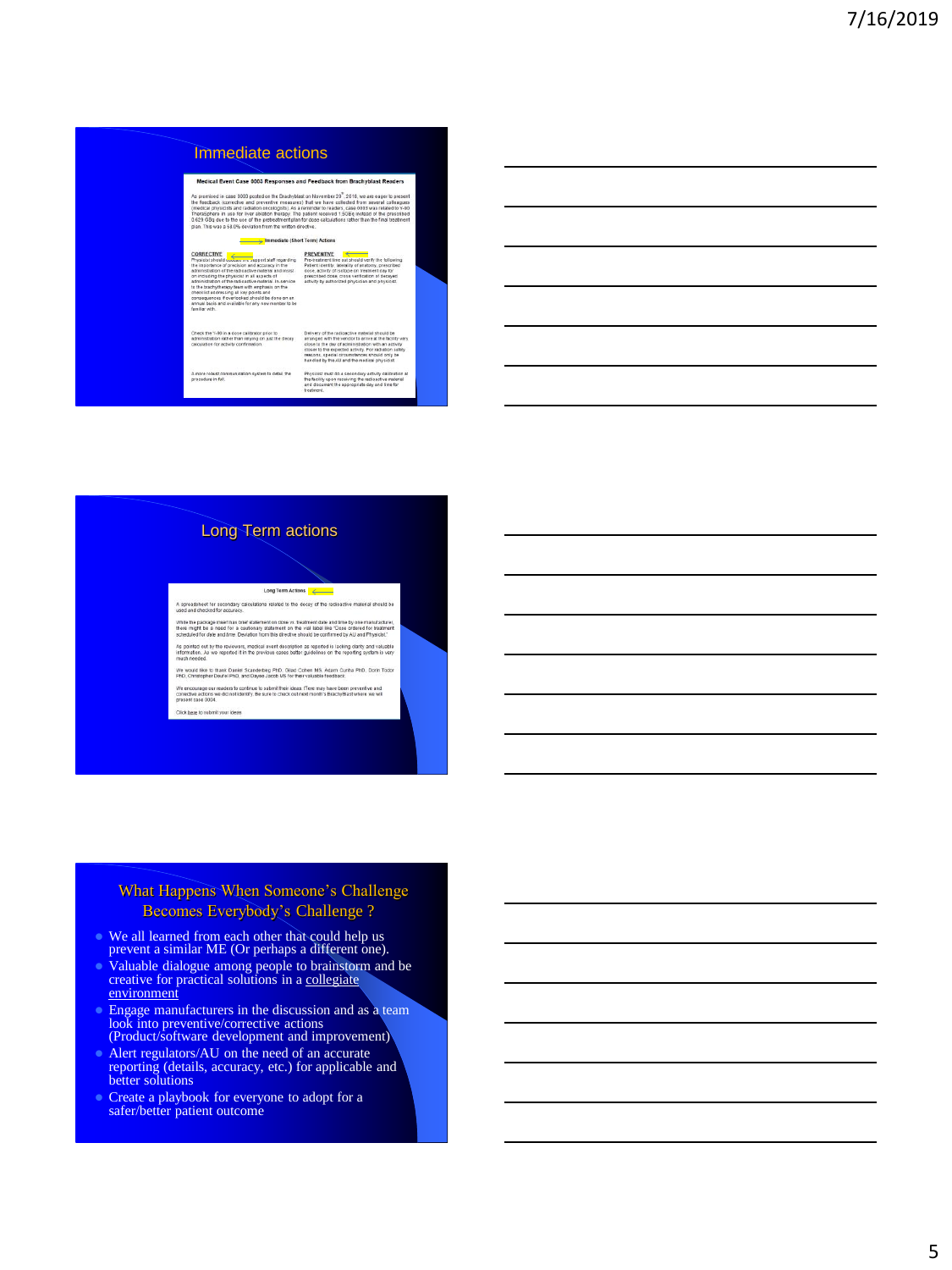## Immediate actions

**Medical Event Case 0003 Responses and Feedback from Brachyblast Readers**

As promised in case 0003 posted on the Brachyblast on November 29th, 2018, we are eager to present the feedback (corrective and preventive measures) that we have collected from several colleagues (medical physicists and radiation oncologists). As a reminder to readers, case 0003 was related to Y-90 TheraSphere in use for liver ablation therapy. The patient received 1.5GBq instead of the prescribed 0.629 GBq due to the use of the pretreatment plan for dose calculations rather than the final treatment plan. This was a 58.0% deviation from the written directive.

**Immediate (Short Term) Actions**

| CORRECTIVE | PREVENTIVE |
|---|---|
| Physicist should educate the support staff regarding the importance of precision and accuracy in the administration of the radioactive material and insist on including the physicist in all aspects of administration of the radioactive material. In-service to the brachytherapy team with emphasis on the checklist addressing all key points and consequences if overlooked should be done on an annual basis and available for any new member to be familiar with. | Pre-treatment time out should verify the following: Patient identity, identity of anatomy, prescribed dose, activity of seldose on treatment day for prescribed dose, cross verification of decayed activity by authorized physician and physicist. |
| Check the Y-90 in a dose calibrator prior to administration rather than relying on just the decay calculation for activity confirmation. | Delivery of the radioactive material should be arranged with the vendor to arrive at the facility very close to the day of administration with an activity closer to the expected activity. For radiation safety reasons, special circumstances should only be handled by the AU and the medical physicist. |
| A more robust communication system to detail the procedure in full. | Physicist must do a secondary activity calibration at the facility upon receiving the radioactive material and document the appropriate day and time for treatment. |

## Long Term actions

**Long Term Actions**

A spreadsheet for secondary calculations related to the decay of the radioactive material should be used and checked for accuracy.

While the package insert has brief statement on dose vs. treatment date and time by one manufacturer, there might be a need for a cautionary statement on the vial label like "Dose ordered for treatment scheduled for date and time. Deviation from this directive should be confirmed by AU and Physicist."

As pointed out by the reviewers, medical event description as reported is lacking clarity and valuable information. As we reported it in the previous cases better guidelines on the reporting system is very much needed.

We would like to thank Daniel Scanderbeg PhD, Gilad Cohen MS, Adam Cunha PhD, Dorin Todor PhD, Christopher Deufel PhD, and Dayee Jacob MS for their valuable feedback.

We encourage our readers to continue to submit their ideas. There may have been preventive and corrective actions we did not identify. Be sure to check out next month's BrachyBlast where we will present case 0004.

Click here to submit your ideas.

## What Happens When Someone's Challenge Becomes Everybody's Challenge ?

- We all learned from each other that could help us prevent a similar ME (Or perhaps a different one).
- Valuable dialogue among people to brainstorm and be creative for practical solutions in a collegiate environment
- Engage manufacturers in the discussion and as a team look into preventive/corrective actions (Product/software development and improvement)
- Alert regulators/AU on the need of an accurate reporting (details, accuracy, etc.) for applicable and better solutions
- Create a playbook for everyone to adopt for a safer/better patient outcome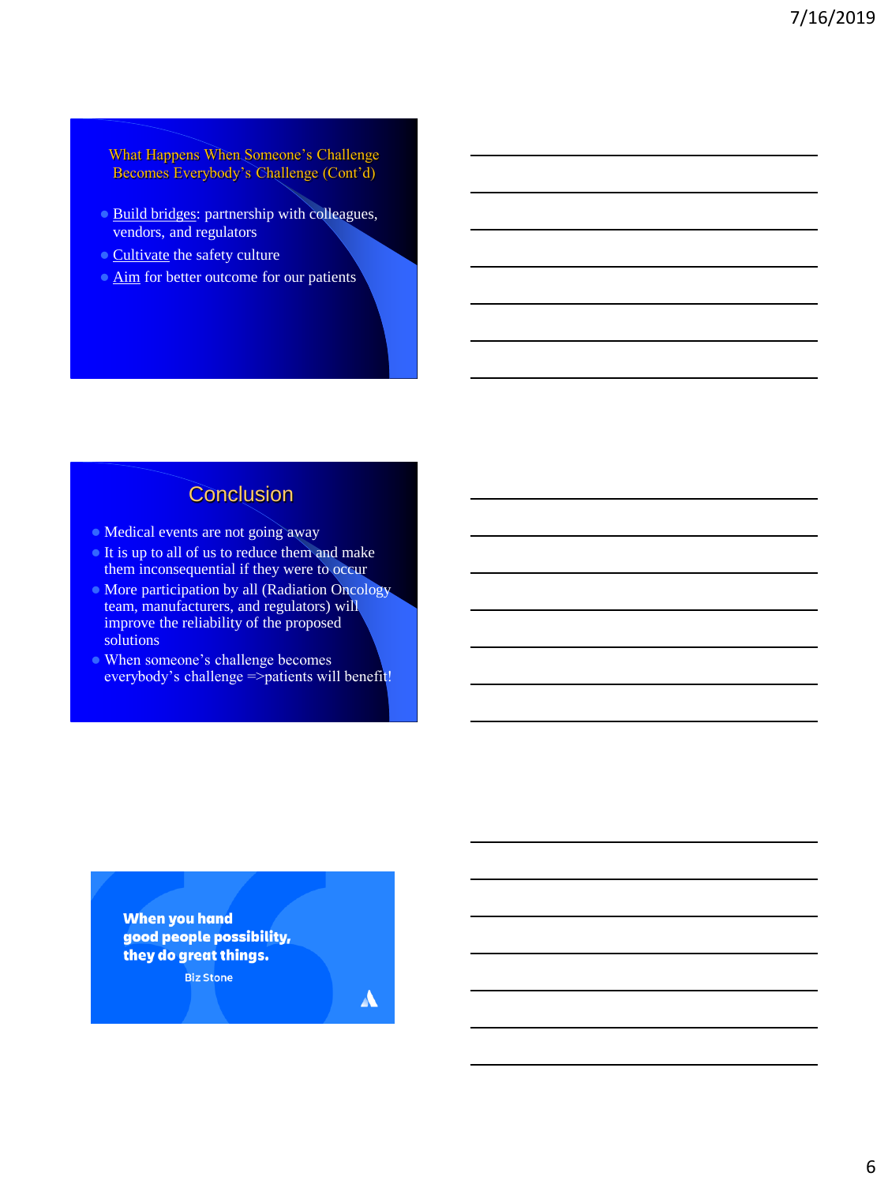## What Happens When Someone's Challenge Becomes Everybody's Challenge (Cont'd)

- Build bridges: partnership with colleagues, vendors, and regulators
- Cultivate the safety culture
- Aim for better outcome for our patients

## Conclusion

- Medical events are not going away
- It is up to all of us to reduce them and make them inconsequential if they were to occur
- More participation by all (Radiation Oncology team, manufacturers, and regulators) will improve the reliability of the proposed solutions
- When someone's challenge becomes everybody's challenge =>patients will benefit!

**When you hand good people possibility, they do great things.**

Biz Stone